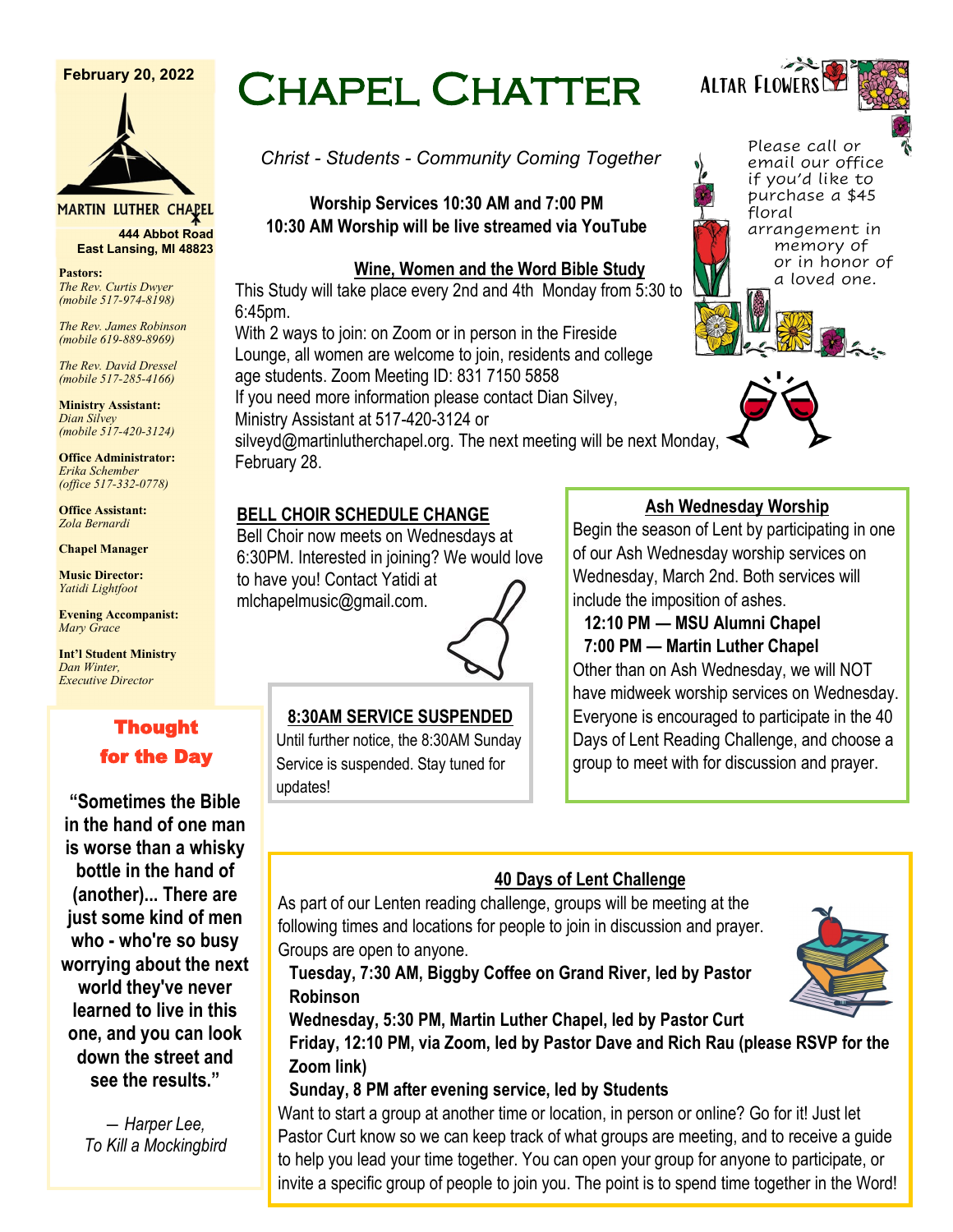February 20, 2022

# Chapel Chatter

*Christ - Students - Community Coming Together*

**Worship Services 10:30 AM and 7:00 PM**
**10:30 AM Worship will be live streamed via YouTube**

MARTIN LUTHER CHAPEL
**444 Abbot Road**
**East Lansing, MI 48823**

**Pastors:**
*The Rev. Curtis Dwyer*
*(mobile 517-974-8198)*

*The Rev. James Robinson*
*(mobile 619-889-8969)*

*The Rev. David Dressel*
*(mobile 517-285-4166)*

**Ministry Assistant:**
*Dian Silvey*
*(mobile 517-420-3124)*

**Office Administrator:**
*Erika Schember*
*(office 517-332-0778)*

**Office Assistant:**
*Zola Bernardi*

**Chapel Manager**

**Music Director:**
*Yatidi Lightfoot*

**Evening Accompanist:**
*Mary Grace*

**Int'l Student Ministry**
*Dan Winter,*
*Executive Director*

## Altar Flowers

Please call or email our office if you'd like to purchase a $45 floral arrangement in memory of or in honor of a loved one.

## Wine, Women and the Word Bible Study

This Study will take place every 2nd and 4th Monday from 5:30 to 6:45pm.
With 2 ways to join: on Zoom or in person in the Fireside Lounge, all women are welcome to join, residents and college age students. Zoom Meeting ID: 831 7150 5858
If you need more information please contact Dian Silvey, Ministry Assistant at 517-420-3124 or silveyd@martinlutherchapel.org. The next meeting will be next Monday, February 28.

## BELL CHOIR SCHEDULE CHANGE

Bell Choir now meets on Wednesdays at 6:30PM. Interested in joining? We would love to have you! Contact Yatidi at mlchapelmusic@gmail.com.

## 8:30AM SERVICE SUSPENDED

Until further notice, the 8:30AM Sunday Service is suspended. Stay tuned for updates!

## Ash Wednesday Worship

Begin the season of Lent by participating in one of our Ash Wednesday worship services on Wednesday, March 2nd. Both services will include the imposition of ashes.

**12:10 PM — MSU Alumni Chapel**
**7:00 PM — Martin Luther Chapel**

Other than on Ash Wednesday, we will NOT have midweek worship services on Wednesday. Everyone is encouraged to participate in the 40 Days of Lent Reading Challenge, and choose a group to meet with for discussion and prayer.

## Thought for the Day

**"Sometimes the Bible in the hand of one man is worse than a whisky bottle in the hand of (another)... There are just some kind of men who - who're so busy worrying about the next world they've never learned to live in this one, and you can look down the street and see the results."**

*— Harper Lee,*
*To Kill a Mockingbird*

## 40 Days of Lent Challenge

As part of our Lenten reading challenge, groups will be meeting at the following times and locations for people to join in discussion and prayer. Groups are open to anyone.

**Tuesday, 7:30 AM, Biggby Coffee on Grand River, led by Pastor Robinson**
**Wednesday, 5:30 PM, Martin Luther Chapel, led by Pastor Curt**
**Friday, 12:10 PM, via Zoom, led by Pastor Dave and Rich Rau (please RSVP for the Zoom link)**
**Sunday, 8 PM after evening service, led by Students**

Want to start a group at another time or location, in person or online? Go for it! Just let Pastor Curt know so we can keep track of what groups are meeting, and to receive a guide to help you lead your time together. You can open your group for anyone to participate, or invite a specific group of people to join you. The point is to spend time together in the Word!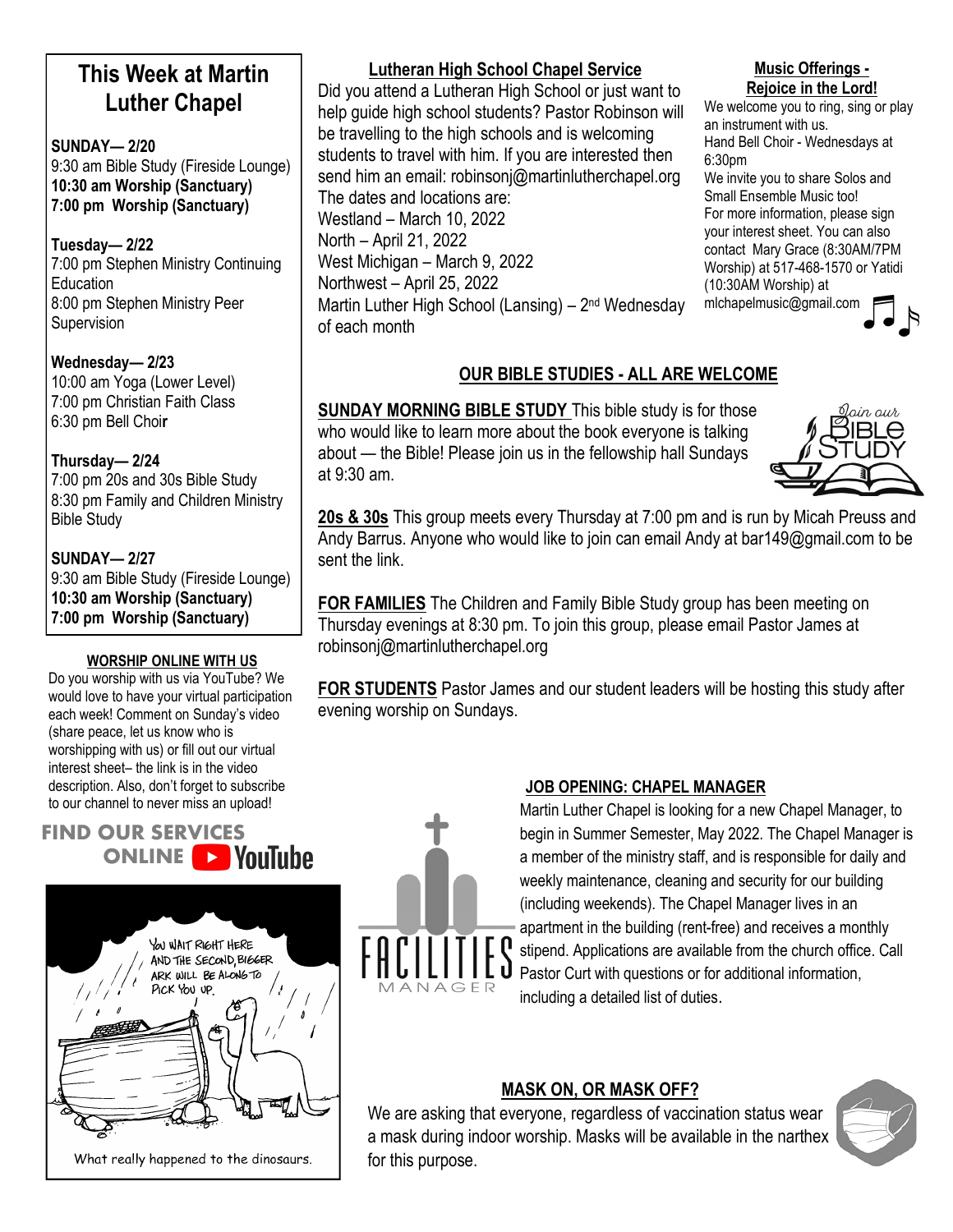# This Week at Martin Luther Chapel

**SUNDAY— 2/20**
9:30 am Bible Study (Fireside Lounge)
**10:30 am Worship (Sanctuary)**
**7:00 pm Worship (Sanctuary)**

**Tuesday— 2/22**
7:00 pm Stephen Ministry Continuing Education
8:00 pm Stephen Ministry Peer Supervision

**Wednesday— 2/23**
10:00 am Yoga (Lower Level)
7:00 pm Christian Faith Class
6:30 pm Bell Choir

**Thursday— 2/24**
7:00 pm 20s and 30s Bible Study
8:30 pm Family and Children Ministry Bible Study

**SUNDAY— 2/27**
9:30 am Bible Study (Fireside Lounge)
**10:30 am Worship (Sanctuary)**
**7:00 pm Worship (Sanctuary)**

## WORSHIP ONLINE WITH US

Do you worship with us via YouTube? We would love to have your virtual participation each week! Comment on Sunday's video (share peace, let us know who is worshipping with us) or fill out our virtual interest sheet– the link is in the video description. Also, don't forget to subscribe to our channel to never miss an upload!

FIND OUR SERVICES ONLINE YouTube

What really happened to the dinosaurs.

## Lutheran High School Chapel Service

Did you attend a Lutheran High School or just want to help guide high school students? Pastor Robinson will be travelling to the high schools and is welcoming students to travel with him. If you are interested then send him an email: robinsonj@martinlutherchapel.org
The dates and locations are:
Westland – March 10, 2022
North – April 21, 2022
West Michigan – March 9, 2022
Northwest – April 25, 2022
Martin Luther High School (Lansing) – 2nd Wednesday of each month

## Music Offerings - Rejoice in the Lord!

We welcome you to ring, sing or play an instrument with us.
Hand Bell Choir - Wednesdays at 6:30pm
We invite you to share Solos and Small Ensemble Music too!
For more information, please sign your interest sheet. You can also contact Mary Grace (8:30AM/7PM Worship) at 517-468-1570 or Yatidi (10:30AM Worship) at mlchapelmusic@gmail.com

## OUR BIBLE STUDIES - ALL ARE WELCOME

**SUNDAY MORNING BIBLE STUDY** This bible study is for those who would like to learn more about the book everyone is talking about — the Bible! Please join us in the fellowship hall Sundays at 9:30 am.

**20s & 30s** This group meets every Thursday at 7:00 pm and is run by Micah Preuss and Andy Barrus. Anyone who would like to join can email Andy at bar149@gmail.com to be sent the link.

**FOR FAMILIES** The Children and Family Bible Study group has been meeting on Thursday evenings at 8:30 pm. To join this group, please email Pastor James at robinsonj@martinlutherchapel.org

**FOR STUDENTS** Pastor James and our student leaders will be hosting this study after evening worship on Sundays.

## JOB OPENING: CHAPEL MANAGER

Martin Luther Chapel is looking for a new Chapel Manager, to begin in Summer Semester, May 2022. The Chapel Manager is a member of the ministry staff, and is responsible for daily and weekly maintenance, cleaning and security for our building (including weekends). The Chapel Manager lives in an apartment in the building (rent-free) and receives a monthly stipend. Applications are available from the church office. Call Pastor Curt with questions or for additional information, including a detailed list of duties.

## MASK ON, OR MASK OFF?

We are asking that everyone, regardless of vaccination status wear a mask during indoor worship. Masks will be available in the narthex for this purpose.